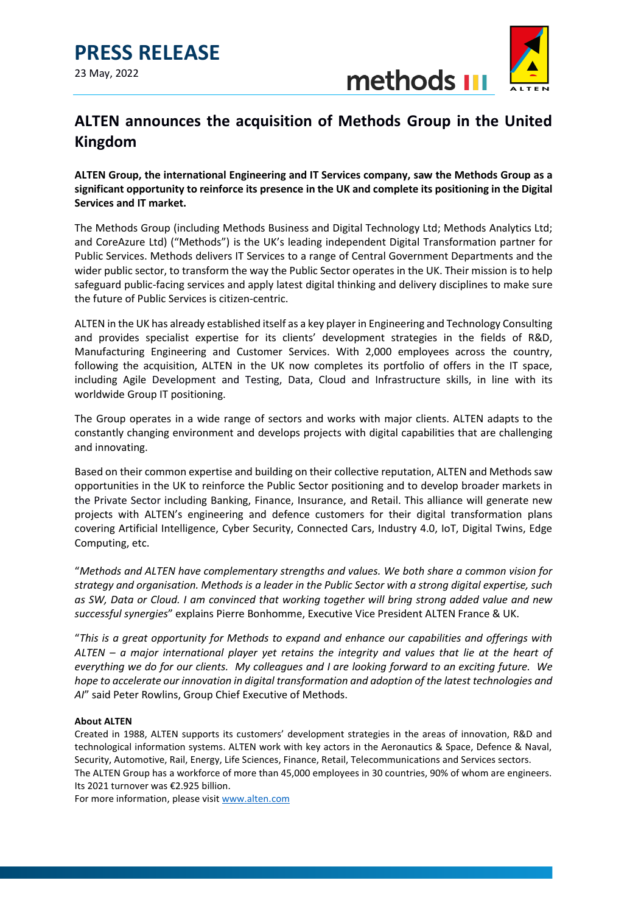# PRESS RELEASE

23 May, 2022

## ALTEN announces the acquisition of Methods Group in the United Kingdom

**ALTEN Group, the international Engineering and IT Services company, saw the Methods Group as a significant opportunity to reinforce its presence in the UK and complete its positioning in the Digital Services and IT market.**

The Methods Group (including Methods Business and Digital Technology Ltd; Methods Analytics Ltd; and CoreAzure Ltd) ("Methods") is the UK's leading independent Digital Transformation partner for Public Services. Methods delivers IT Services to a range of Central Government Departments and the wider public sector, to transform the way the Public Sector operates in the UK. Their mission is to help safeguard public-facing services and apply latest digital thinking and delivery disciplines to make sure the future of Public Services is citizen-centric.

ALTEN in the UK has already established itself as a key player in Engineering and Technology Consulting and provides specialist expertise for its clients' development strategies in the fields of R&D, Manufacturing Engineering and Customer Services. With 2,000 employees across the country, following the acquisition, ALTEN in the UK now completes its portfolio of offers in the IT space, including Agile Development and Testing, Data, Cloud and Infrastructure skills, in line with its worldwide Group IT positioning.

The Group operates in a wide range of sectors and works with major clients. ALTEN adapts to the constantly changing environment and develops projects with digital capabilities that are challenging and innovating.

Based on their common expertise and building on their collective reputation, ALTEN and Methods saw opportunities in the UK to reinforce the Public Sector positioning and to develop broader markets in the Private Sector including Banking, Finance, Insurance, and Retail. This alliance will generate new projects with ALTEN's engineering and defence customers for their digital transformation plans covering Artificial Intelligence, Cyber Security, Connected Cars, Industry 4.0, IoT, Digital Twins, Edge Computing, etc.

"*Methods and ALTEN have complementary strengths and values. We both share a common vision for strategy and organisation. Methods is a leader in the Public Sector with a strong digital expertise, such as SW, Data or Cloud. I am convinced that working together will bring strong added value and new successful synergies*" explains Pierre Bonhomme, Executive Vice President ALTEN France & UK.

"*This is a great opportunity for Methods to expand and enhance our capabilities and offerings with ALTEN – a major international player yet retains the integrity and values that lie at the heart of everything we do for our clients. My colleagues and I are looking forward to an exciting future. We hope to accelerate our innovation in digital transformation and adoption of the latest technologies and AI*" said Peter Rowlins, Group Chief Executive of Methods.

**About ALTEN**

Created in 1988, ALTEN supports its customers' development strategies in the areas of innovation, R&D and technological information systems. ALTEN work with key actors in the Aeronautics & Space, Defence & Naval, Security, Automotive, Rail, Energy, Life Sciences, Finance, Retail, Telecommunications and Services sectors.
The ALTEN Group has a workforce of more than 45,000 employees in 30 countries, 90% of whom are engineers. Its 2021 turnover was €2.925 billion.
For more information, please visit www.alten.com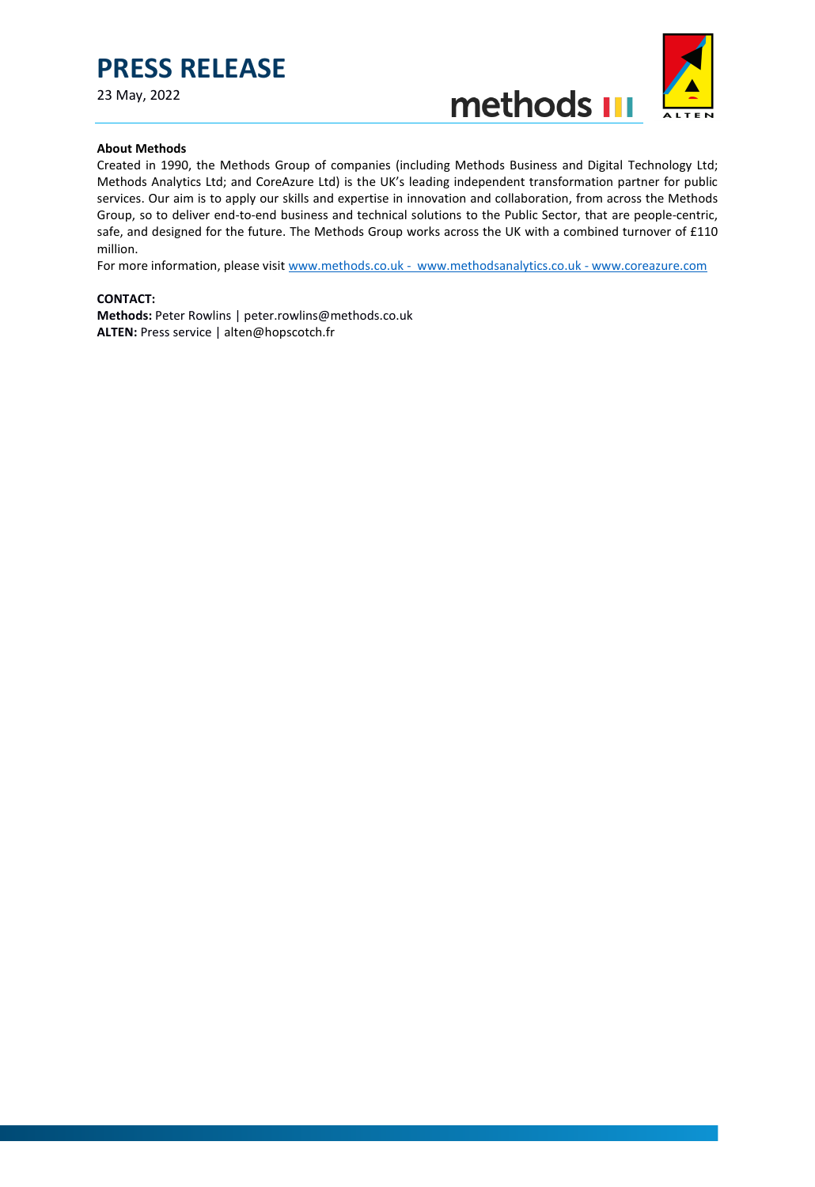**About Methods**

Created in 1990, the Methods Group of companies (including Methods Business and Digital Technology Ltd; Methods Analytics Ltd; and CoreAzure Ltd) is the UK's leading independent transformation partner for public services. Our aim is to apply our skills and expertise in innovation and collaboration, from across the Methods Group, so to deliver end-to-end business and technical solutions to the Public Sector, that are people-centric, safe, and designed for the future. The Methods Group works across the UK with a combined turnover of £110 million.

For more information, please visit www.methods.co.uk - www.methodsanalytics.co.uk - www.coreazure.com

**CONTACT:**

**Methods:** Peter Rowlins | peter.rowlins@methods.co.uk

**ALTEN:** Press service | alten@hopscotch.fr